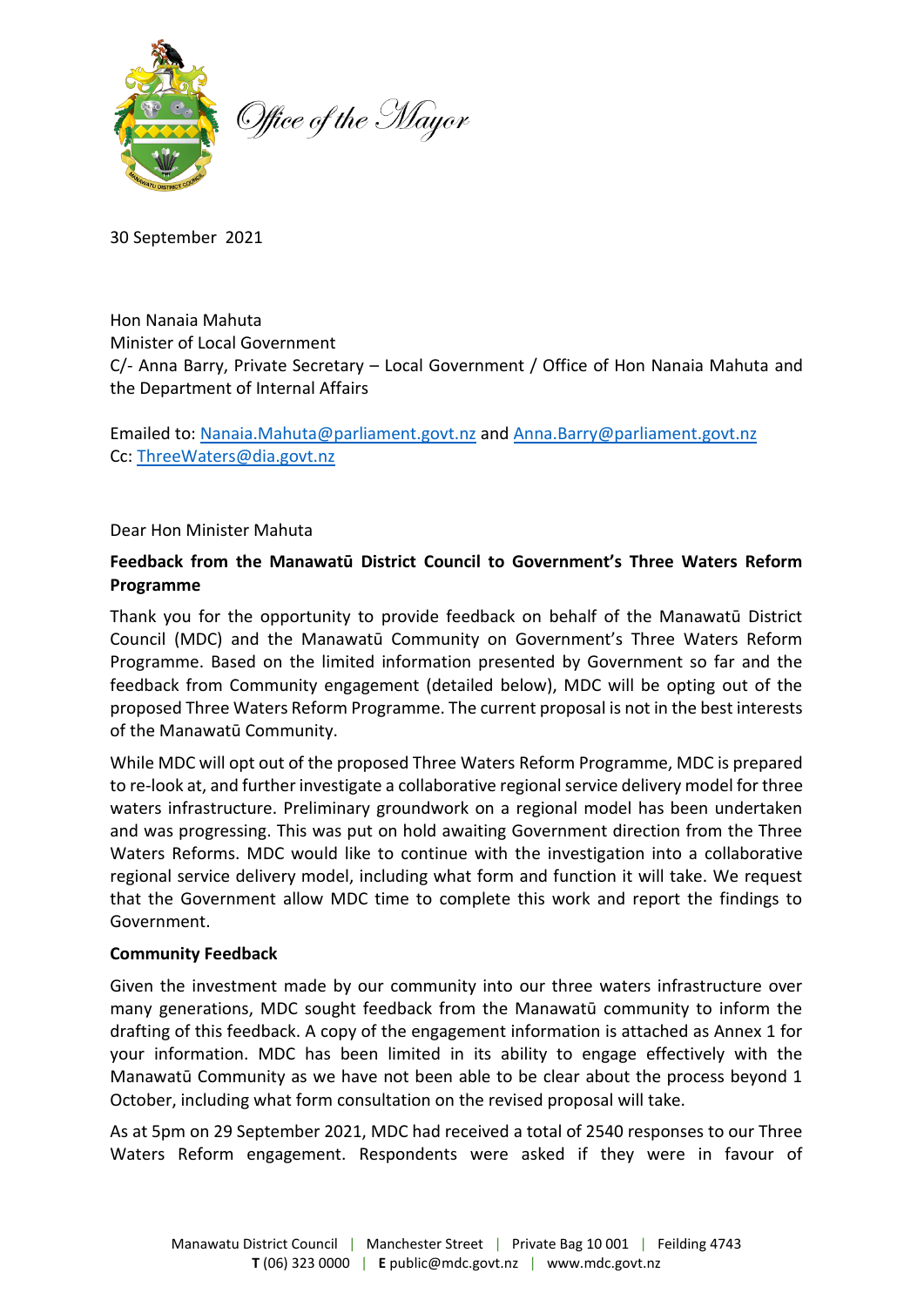*Office of the Mayor*

30 September 2021

Hon Nanaia Mahuta
Minister of Local Government
C/- Anna Barry, Private Secretary – Local Government / Office of Hon Nanaia Mahuta and the Department of Internal Affairs

Emailed to: Nanaia.Mahuta@parliament.govt.nz and Anna.Barry@parliament.govt.nz
Cc: ThreeWaters@dia.govt.nz

Dear Hon Minister Mahuta

**Feedback from the Manawatū District Council to Government's Three Waters Reform Programme**

Thank you for the opportunity to provide feedback on behalf of the Manawatū District Council (MDC) and the Manawatū Community on Government's Three Waters Reform Programme. Based on the limited information presented by Government so far and the feedback from Community engagement (detailed below), MDC will be opting out of the proposed Three Waters Reform Programme. The current proposal is not in the best interests of the Manawatū Community.

While MDC will opt out of the proposed Three Waters Reform Programme, MDC is prepared to re-look at, and further investigate a collaborative regional service delivery model for three waters infrastructure. Preliminary groundwork on a regional model has been undertaken and was progressing. This was put on hold awaiting Government direction from the Three Waters Reforms. MDC would like to continue with the investigation into a collaborative regional service delivery model, including what form and function it will take. We request that the Government allow MDC time to complete this work and report the findings to Government.

**Community Feedback**

Given the investment made by our community into our three waters infrastructure over many generations, MDC sought feedback from the Manawatū community to inform the drafting of this feedback. A copy of the engagement information is attached as Annex 1 for your information. MDC has been limited in its ability to engage effectively with the Manawatū Community as we have not been able to be clear about the process beyond 1 October, including what form consultation on the revised proposal will take.

As at 5pm on 29 September 2021, MDC had received a total of 2540 responses to our Three Waters Reform engagement. Respondents were asked if they were in favour of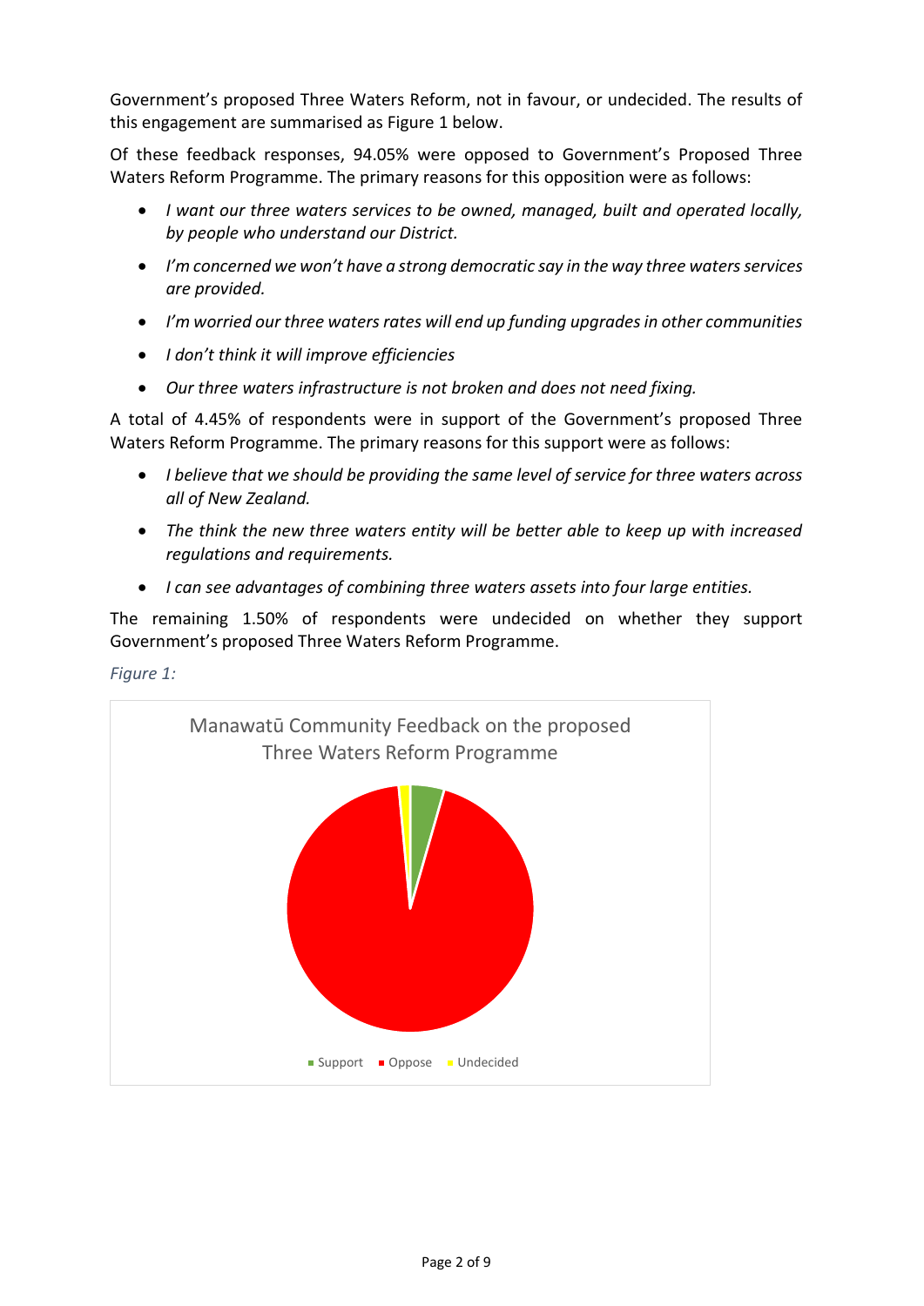Government's proposed Three Waters Reform, not in favour, or undecided. The results of this engagement are summarised as Figure 1 below.

Of these feedback responses, 94.05% were opposed to Government's Proposed Three Waters Reform Programme. The primary reasons for this opposition were as follows:

- *I want our three waters services to be owned, managed, built and operated locally, by people who understand our District.*
- *I'm concerned we won't have a strong democratic say in the way three waters services are provided.*
- *I'm worried our three waters rates will end up funding upgrades in other communities*
- *I don't think it will improve efficiencies*
- *Our three waters infrastructure is not broken and does not need fixing.*

A total of 4.45% of respondents were in support of the Government's proposed Three Waters Reform Programme. The primary reasons for this support were as follows:

- *I believe that we should be providing the same level of service for three waters across all of New Zealand.*
- *The think the new three waters entity will be better able to keep up with increased regulations and requirements.*
- *I can see advantages of combining three waters assets into four large entities.*

The remaining 1.50% of respondents were undecided on whether they support Government's proposed Three Waters Reform Programme.

*Figure 1:*

Manawatū Community Feedback on the proposed Three Waters Reform Programme

Support | Oppose | Undecided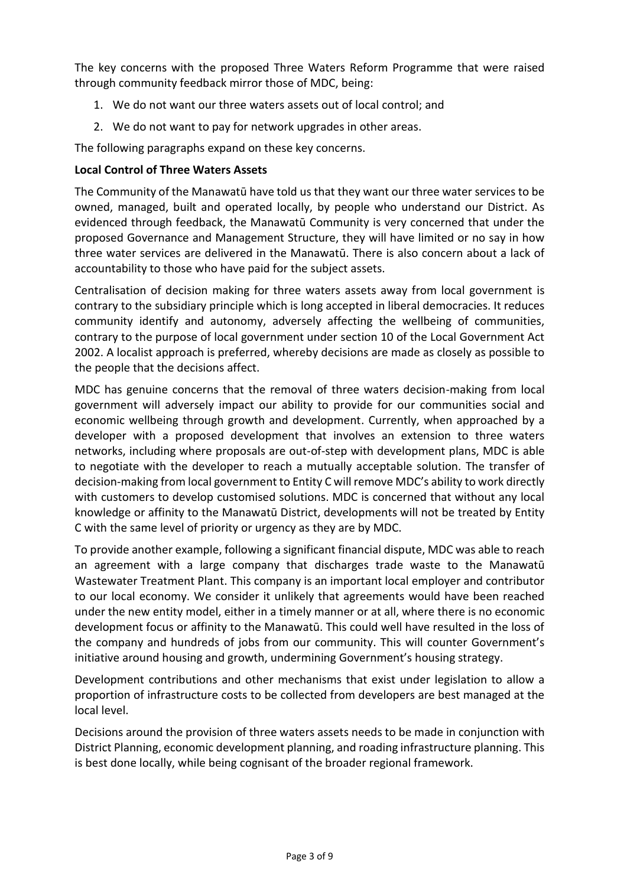The key concerns with the proposed Three Waters Reform Programme that were raised through community feedback mirror those of MDC, being:

1. We do not want our three waters assets out of local control; and
2. We do not want to pay for network upgrades in other areas.

The following paragraphs expand on these key concerns.

**Local Control of Three Waters Assets**

The Community of the Manawatū have told us that they want our three water services to be owned, managed, built and operated locally, by people who understand our District. As evidenced through feedback, the Manawatū Community is very concerned that under the proposed Governance and Management Structure, they will have limited or no say in how three water services are delivered in the Manawatū. There is also concern about a lack of accountability to those who have paid for the subject assets.

Centralisation of decision making for three waters assets away from local government is contrary to the subsidiary principle which is long accepted in liberal democracies. It reduces community identify and autonomy, adversely affecting the wellbeing of communities, contrary to the purpose of local government under section 10 of the Local Government Act 2002. A localist approach is preferred, whereby decisions are made as closely as possible to the people that the decisions affect.

MDC has genuine concerns that the removal of three waters decision-making from local government will adversely impact our ability to provide for our communities social and economic wellbeing through growth and development. Currently, when approached by a developer with a proposed development that involves an extension to three waters networks, including where proposals are out-of-step with development plans, MDC is able to negotiate with the developer to reach a mutually acceptable solution. The transfer of decision-making from local government to Entity C will remove MDC's ability to work directly with customers to develop customised solutions. MDC is concerned that without any local knowledge or affinity to the Manawatū District, developments will not be treated by Entity C with the same level of priority or urgency as they are by MDC.

To provide another example, following a significant financial dispute, MDC was able to reach an agreement with a large company that discharges trade waste to the Manawatū Wastewater Treatment Plant. This company is an important local employer and contributor to our local economy. We consider it unlikely that agreements would have been reached under the new entity model, either in a timely manner or at all, where there is no economic development focus or affinity to the Manawatū. This could well have resulted in the loss of the company and hundreds of jobs from our community. This will counter Government's initiative around housing and growth, undermining Government's housing strategy.

Development contributions and other mechanisms that exist under legislation to allow a proportion of infrastructure costs to be collected from developers are best managed at the local level.

Decisions around the provision of three waters assets needs to be made in conjunction with District Planning, economic development planning, and roading infrastructure planning. This is best done locally, while being cognisant of the broader regional framework.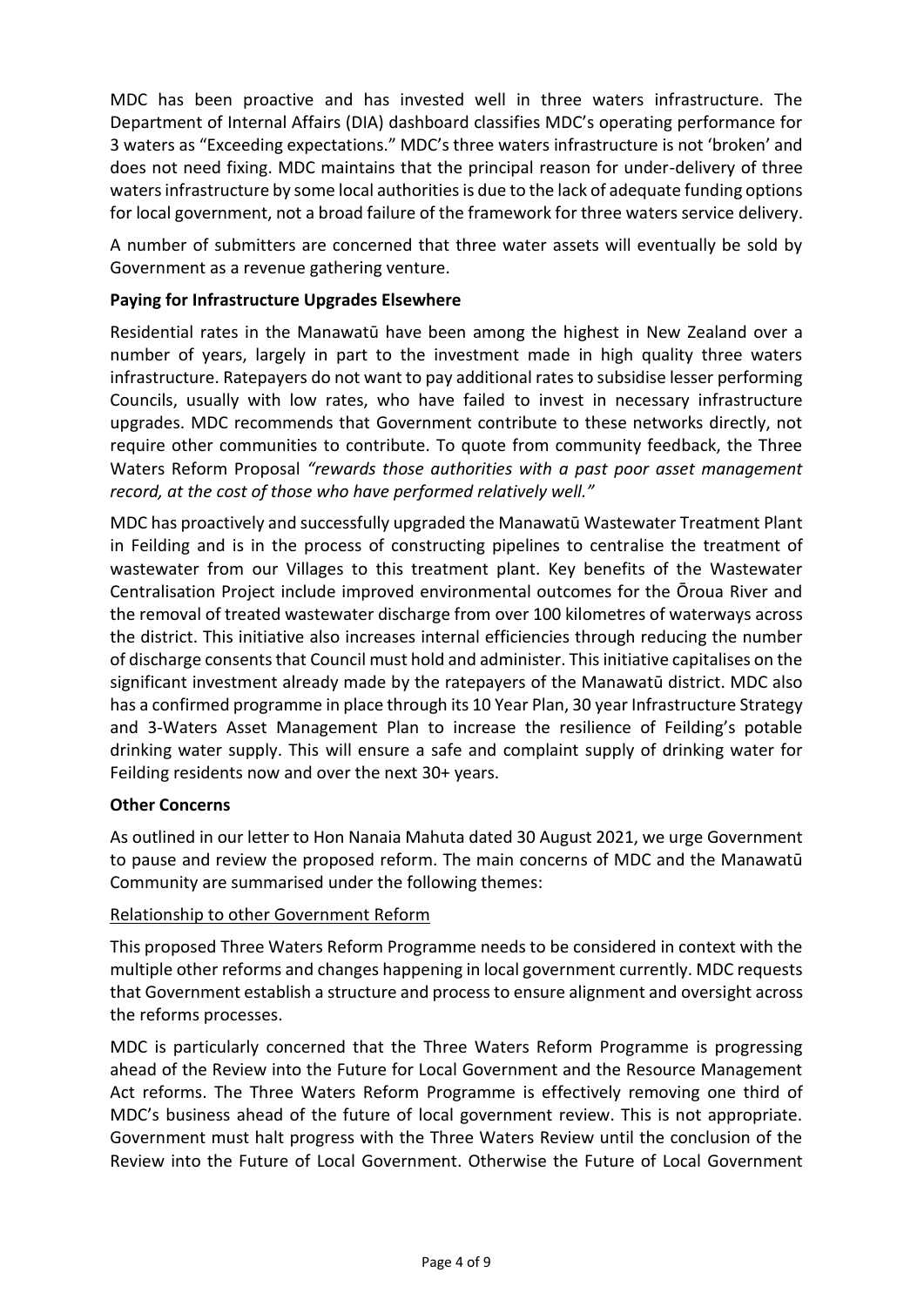MDC has been proactive and has invested well in three waters infrastructure. The Department of Internal Affairs (DIA) dashboard classifies MDC's operating performance for 3 waters as "Exceeding expectations." MDC's three waters infrastructure is not 'broken' and does not need fixing. MDC maintains that the principal reason for under-delivery of three waters infrastructure by some local authorities is due to the lack of adequate funding options for local government, not a broad failure of the framework for three waters service delivery.

A number of submitters are concerned that three water assets will eventually be sold by Government as a revenue gathering venture.

**Paying for Infrastructure Upgrades Elsewhere**

Residential rates in the Manawatū have been among the highest in New Zealand over a number of years, largely in part to the investment made in high quality three waters infrastructure. Ratepayers do not want to pay additional rates to subsidise lesser performing Councils, usually with low rates, who have failed to invest in necessary infrastructure upgrades. MDC recommends that Government contribute to these networks directly, not require other communities to contribute. To quote from community feedback, the Three Waters Reform Proposal *"rewards those authorities with a past poor asset management record, at the cost of those who have performed relatively well."*

MDC has proactively and successfully upgraded the Manawatū Wastewater Treatment Plant in Feilding and is in the process of constructing pipelines to centralise the treatment of wastewater from our Villages to this treatment plant. Key benefits of the Wastewater Centralisation Project include improved environmental outcomes for the Ōroua River and the removal of treated wastewater discharge from over 100 kilometres of waterways across the district. This initiative also increases internal efficiencies through reducing the number of discharge consents that Council must hold and administer. This initiative capitalises on the significant investment already made by the ratepayers of the Manawatū district. MDC also has a confirmed programme in place through its 10 Year Plan, 30 year Infrastructure Strategy and 3-Waters Asset Management Plan to increase the resilience of Feilding's potable drinking water supply. This will ensure a safe and complaint supply of drinking water for Feilding residents now and over the next 30+ years.

**Other Concerns**

As outlined in our letter to Hon Nanaia Mahuta dated 30 August 2021, we urge Government to pause and review the proposed reform. The main concerns of MDC and the Manawatū Community are summarised under the following themes:

<u>Relationship to other Government Reform</u>

This proposed Three Waters Reform Programme needs to be considered in context with the multiple other reforms and changes happening in local government currently. MDC requests that Government establish a structure and process to ensure alignment and oversight across the reforms processes.

MDC is particularly concerned that the Three Waters Reform Programme is progressing ahead of the Review into the Future for Local Government and the Resource Management Act reforms. The Three Waters Reform Programme is effectively removing one third of MDC's business ahead of the future of local government review. This is not appropriate. Government must halt progress with the Three Waters Review until the conclusion of the Review into the Future of Local Government. Otherwise the Future of Local Government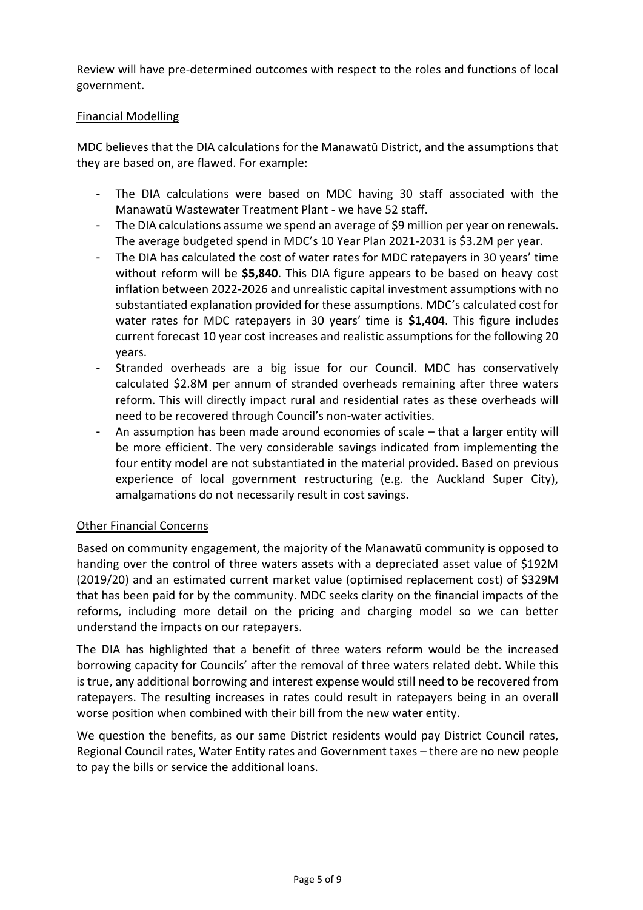Review will have pre-determined outcomes with respect to the roles and functions of local government.

## Financial Modelling

MDC believes that the DIA calculations for the Manawatū District, and the assumptions that they are based on, are flawed. For example:

- The DIA calculations were based on MDC having 30 staff associated with the Manawatū Wastewater Treatment Plant - we have 52 staff.
- The DIA calculations assume we spend an average of $9 million per year on renewals. The average budgeted spend in MDC's 10 Year Plan 2021-2031 is $3.2M per year.
- The DIA has calculated the cost of water rates for MDC ratepayers in 30 years' time without reform will be **$5,840**. This DIA figure appears to be based on heavy cost inflation between 2022-2026 and unrealistic capital investment assumptions with no substantiated explanation provided for these assumptions. MDC's calculated cost for water rates for MDC ratepayers in 30 years' time is **$1,404**. This figure includes current forecast 10 year cost increases and realistic assumptions for the following 20 years.
- Stranded overheads are a big issue for our Council. MDC has conservatively calculated $2.8M per annum of stranded overheads remaining after three waters reform. This will directly impact rural and residential rates as these overheads will need to be recovered through Council's non-water activities.
- An assumption has been made around economies of scale – that a larger entity will be more efficient. The very considerable savings indicated from implementing the four entity model are not substantiated in the material provided. Based on previous experience of local government restructuring (e.g. the Auckland Super City), amalgamations do not necessarily result in cost savings.

## Other Financial Concerns

Based on community engagement, the majority of the Manawatū community is opposed to handing over the control of three waters assets with a depreciated asset value of $192M (2019/20) and an estimated current market value (optimised replacement cost) of $329M that has been paid for by the community. MDC seeks clarity on the financial impacts of the reforms, including more detail on the pricing and charging model so we can better understand the impacts on our ratepayers.

The DIA has highlighted that a benefit of three waters reform would be the increased borrowing capacity for Councils' after the removal of three waters related debt. While this is true, any additional borrowing and interest expense would still need to be recovered from ratepayers. The resulting increases in rates could result in ratepayers being in an overall worse position when combined with their bill from the new water entity.

We question the benefits, as our same District residents would pay District Council rates, Regional Council rates, Water Entity rates and Government taxes – there are no new people to pay the bills or service the additional loans.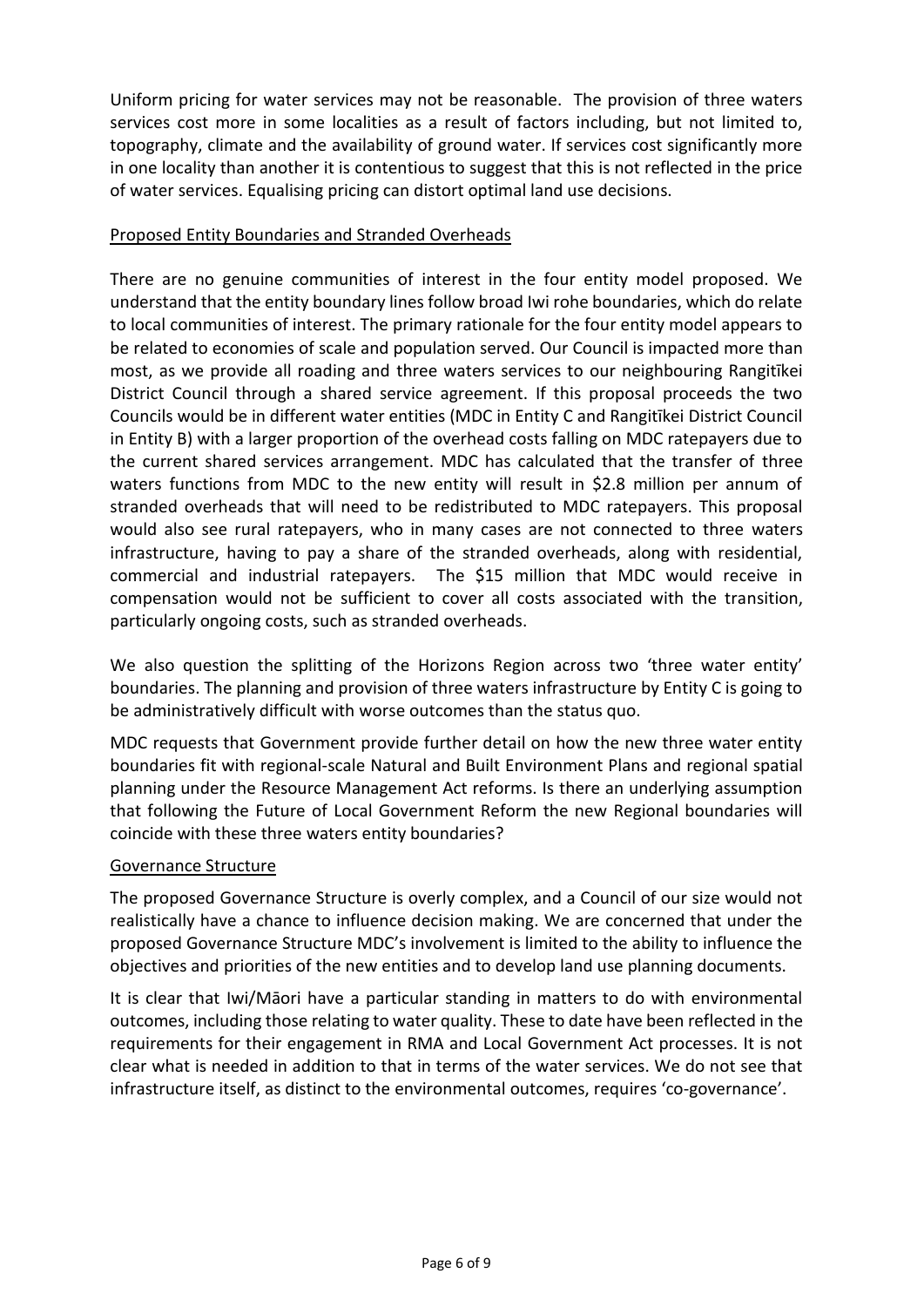Uniform pricing for water services may not be reasonable. The provision of three waters services cost more in some localities as a result of factors including, but not limited to, topography, climate and the availability of ground water. If services cost significantly more in one locality than another it is contentious to suggest that this is not reflected in the price of water services. Equalising pricing can distort optimal land use decisions.

<u>Proposed Entity Boundaries and Stranded Overheads</u>

There are no genuine communities of interest in the four entity model proposed. We understand that the entity boundary lines follow broad Iwi rohe boundaries, which do relate to local communities of interest. The primary rationale for the four entity model appears to be related to economies of scale and population served. Our Council is impacted more than most, as we provide all roading and three waters services to our neighbouring Rangitīkei District Council through a shared service agreement. If this proposal proceeds the two Councils would be in different water entities (MDC in Entity C and Rangitīkei District Council in Entity B) with a larger proportion of the overhead costs falling on MDC ratepayers due to the current shared services arrangement. MDC has calculated that the transfer of three waters functions from MDC to the new entity will result in $2.8 million per annum of stranded overheads that will need to be redistributed to MDC ratepayers. This proposal would also see rural ratepayers, who in many cases are not connected to three waters infrastructure, having to pay a share of the stranded overheads, along with residential, commercial and industrial ratepayers. The $15 million that MDC would receive in compensation would not be sufficient to cover all costs associated with the transition, particularly ongoing costs, such as stranded overheads.

We also question the splitting of the Horizons Region across two 'three water entity' boundaries. The planning and provision of three waters infrastructure by Entity C is going to be administratively difficult with worse outcomes than the status quo.

MDC requests that Government provide further detail on how the new three water entity boundaries fit with regional-scale Natural and Built Environment Plans and regional spatial planning under the Resource Management Act reforms. Is there an underlying assumption that following the Future of Local Government Reform the new Regional boundaries will coincide with these three waters entity boundaries?

<u>Governance Structure</u>

The proposed Governance Structure is overly complex, and a Council of our size would not realistically have a chance to influence decision making. We are concerned that under the proposed Governance Structure MDC's involvement is limited to the ability to influence the objectives and priorities of the new entities and to develop land use planning documents.

It is clear that Iwi/Māori have a particular standing in matters to do with environmental outcomes, including those relating to water quality. These to date have been reflected in the requirements for their engagement in RMA and Local Government Act processes. It is not clear what is needed in addition to that in terms of the water services. We do not see that infrastructure itself, as distinct to the environmental outcomes, requires 'co-governance'.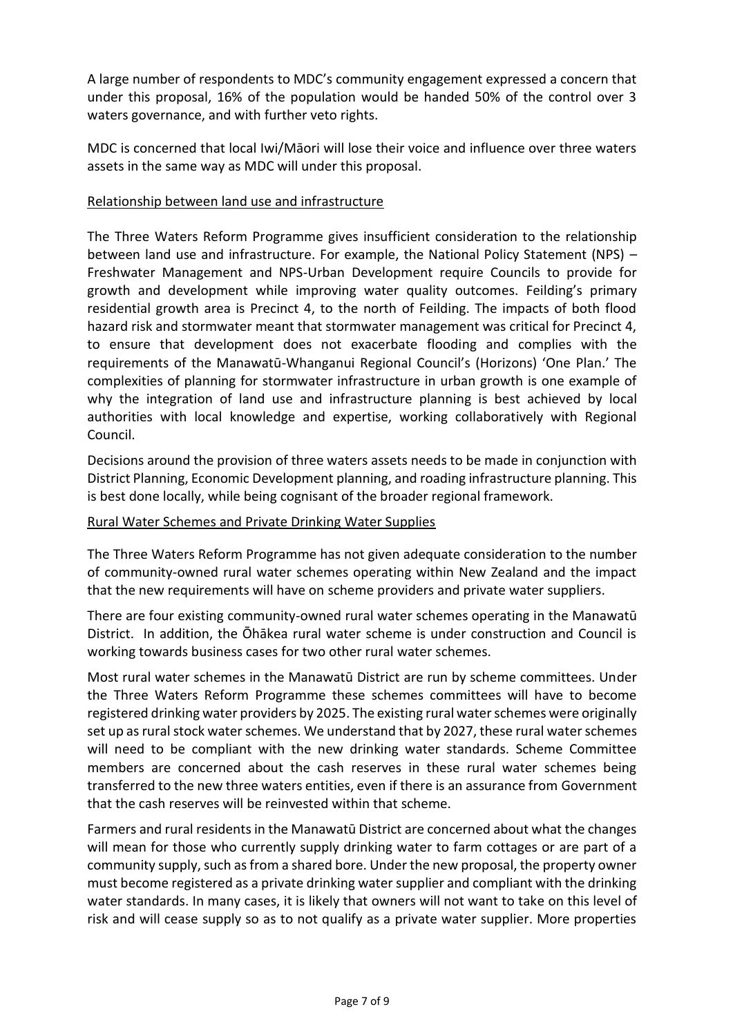A large number of respondents to MDC's community engagement expressed a concern that under this proposal, 16% of the population would be handed 50% of the control over 3 waters governance, and with further veto rights.

MDC is concerned that local Iwi/Māori will lose their voice and influence over three waters assets in the same way as MDC will under this proposal.

## Relationship between land use and infrastructure

The Three Waters Reform Programme gives insufficient consideration to the relationship between land use and infrastructure. For example, the National Policy Statement (NPS) – Freshwater Management and NPS-Urban Development require Councils to provide for growth and development while improving water quality outcomes. Feilding's primary residential growth area is Precinct 4, to the north of Feilding. The impacts of both flood hazard risk and stormwater meant that stormwater management was critical for Precinct 4, to ensure that development does not exacerbate flooding and complies with the requirements of the Manawatū-Whanganui Regional Council's (Horizons) 'One Plan.' The complexities of planning for stormwater infrastructure in urban growth is one example of why the integration of land use and infrastructure planning is best achieved by local authorities with local knowledge and expertise, working collaboratively with Regional Council.

Decisions around the provision of three waters assets needs to be made in conjunction with District Planning, Economic Development planning, and roading infrastructure planning. This is best done locally, while being cognisant of the broader regional framework.

## Rural Water Schemes and Private Drinking Water Supplies

The Three Waters Reform Programme has not given adequate consideration to the number of community-owned rural water schemes operating within New Zealand and the impact that the new requirements will have on scheme providers and private water suppliers.

There are four existing community-owned rural water schemes operating in the Manawatū District. In addition, the Ōhākea rural water scheme is under construction and Council is working towards business cases for two other rural water schemes.

Most rural water schemes in the Manawatū District are run by scheme committees. Under the Three Waters Reform Programme these schemes committees will have to become registered drinking water providers by 2025. The existing rural water schemes were originally set up as rural stock water schemes. We understand that by 2027, these rural water schemes will need to be compliant with the new drinking water standards. Scheme Committee members are concerned about the cash reserves in these rural water schemes being transferred to the new three waters entities, even if there is an assurance from Government that the cash reserves will be reinvested within that scheme.

Farmers and rural residents in the Manawatū District are concerned about what the changes will mean for those who currently supply drinking water to farm cottages or are part of a community supply, such as from a shared bore. Under the new proposal, the property owner must become registered as a private drinking water supplier and compliant with the drinking water standards. In many cases, it is likely that owners will not want to take on this level of risk and will cease supply so as to not qualify as a private water supplier. More properties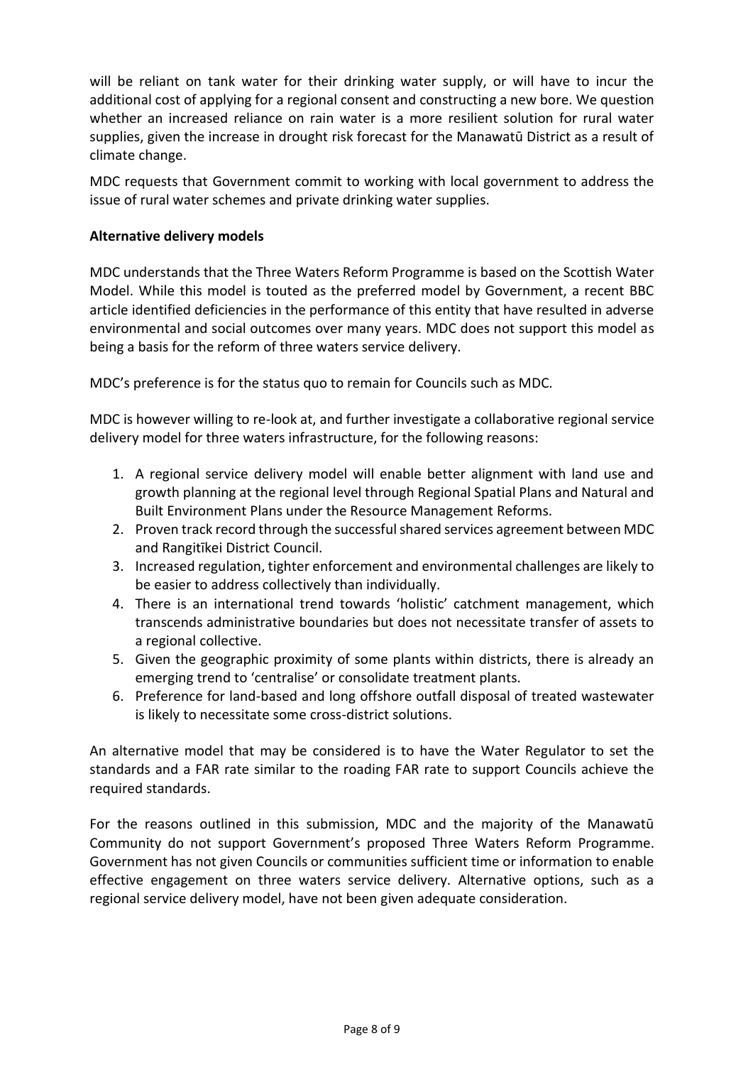will be reliant on tank water for their drinking water supply, or will have to incur the additional cost of applying for a regional consent and constructing a new bore. We question whether an increased reliance on rain water is a more resilient solution for rural water supplies, given the increase in drought risk forecast for the Manawatū District as a result of climate change.

MDC requests that Government commit to working with local government to address the issue of rural water schemes and private drinking water supplies.

**Alternative delivery models**

MDC understands that the Three Waters Reform Programme is based on the Scottish Water Model. While this model is touted as the preferred model by Government, a recent BBC article identified deficiencies in the performance of this entity that have resulted in adverse environmental and social outcomes over many years. MDC does not support this model as being a basis for the reform of three waters service delivery.

MDC's preference is for the status quo to remain for Councils such as MDC.

MDC is however willing to re-look at, and further investigate a collaborative regional service delivery model for three waters infrastructure, for the following reasons:

1. A regional service delivery model will enable better alignment with land use and growth planning at the regional level through Regional Spatial Plans and Natural and Built Environment Plans under the Resource Management Reforms.
2. Proven track record through the successful shared services agreement between MDC and Rangitīkei District Council.
3. Increased regulation, tighter enforcement and environmental challenges are likely to be easier to address collectively than individually.
4. There is an international trend towards 'holistic' catchment management, which transcends administrative boundaries but does not necessitate transfer of assets to a regional collective.
5. Given the geographic proximity of some plants within districts, there is already an emerging trend to 'centralise' or consolidate treatment plants.
6. Preference for land-based and long offshore outfall disposal of treated wastewater is likely to necessitate some cross-district solutions.

An alternative model that may be considered is to have the Water Regulator to set the standards and a FAR rate similar to the roading FAR rate to support Councils achieve the required standards.

For the reasons outlined in this submission, MDC and the majority of the Manawatū Community do not support Government's proposed Three Waters Reform Programme. Government has not given Councils or communities sufficient time or information to enable effective engagement on three waters service delivery. Alternative options, such as a regional service delivery model, have not been given adequate consideration.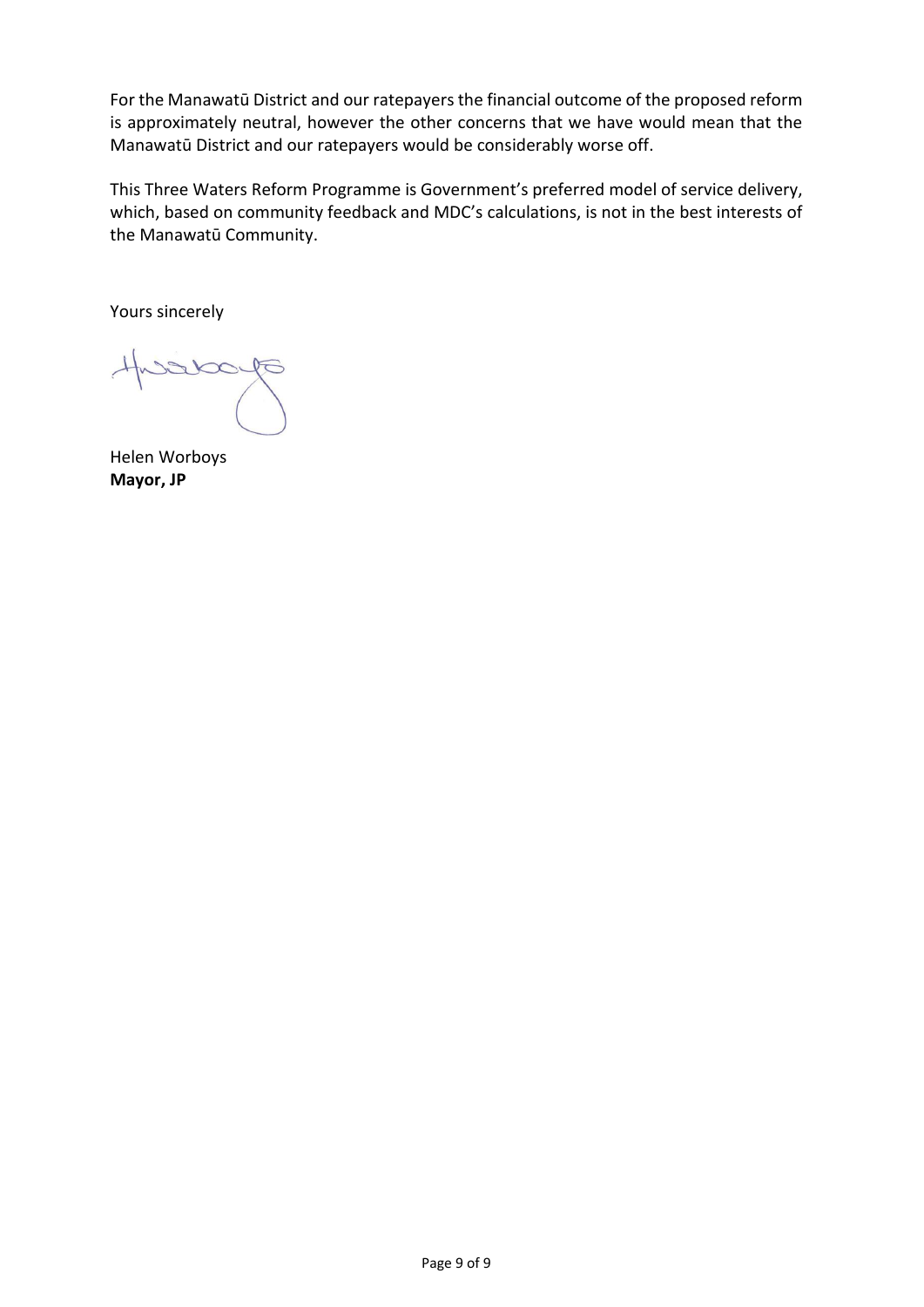For the Manawatū District and our ratepayers the financial outcome of the proposed reform is approximately neutral, however the other concerns that we have would mean that the Manawatū District and our ratepayers would be considerably worse off.

This Three Waters Reform Programme is Government's preferred model of service delivery, which, based on community feedback and MDC's calculations, is not in the best interests of the Manawatū Community.

Yours sincerely

Helen Worboys
**Mayor, JP**